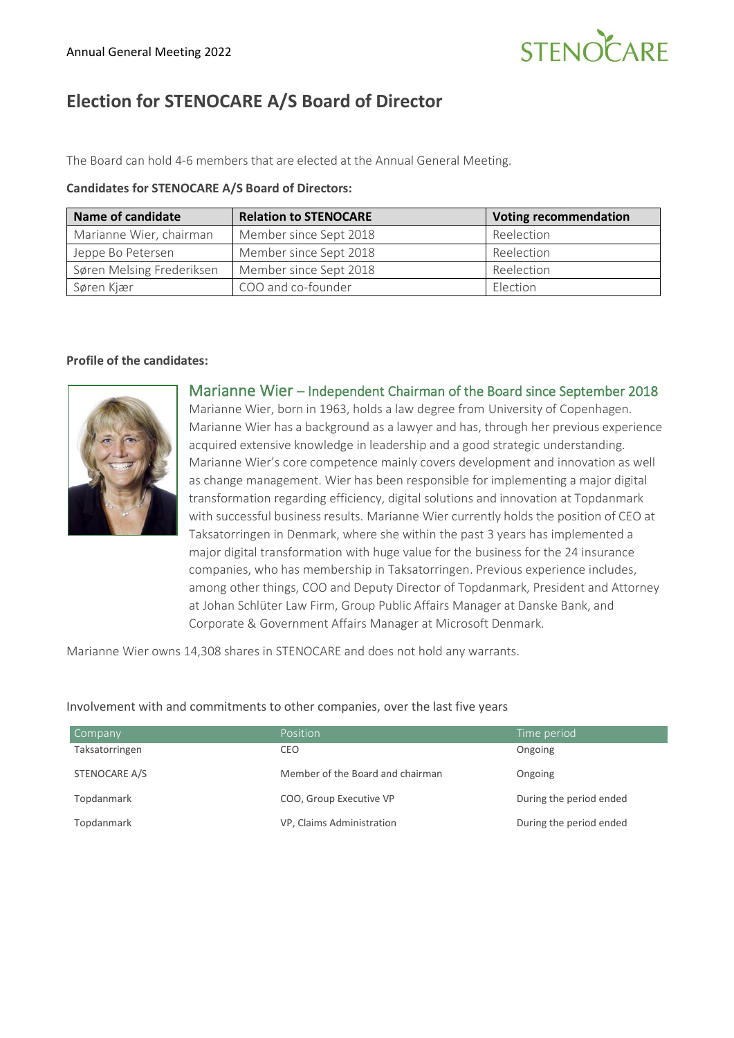# Election for STENOCARE A/S Board of Director

The Board can hold 4-6 members that are elected at the Annual General Meeting.

**Candidates for STENOCARE A/S Board of Directors:**

| Name of candidate | Relation to STENOCARE | Voting recommendation |
| --- | --- | --- |
| Marianne Wier, chairman | Member since Sept 2018 | Reelection |
| Jeppe Bo Petersen | Member since Sept 2018 | Reelection |
| Søren Melsing Frederiksen | Member since Sept 2018 | Reelection |
| Søren Kjær | COO and co-founder | Election |

**Profile of the candidates:**

## Marianne Wier – Independent Chairman of the Board since September 2018

Marianne Wier, born in 1963, holds a law degree from University of Copenhagen. Marianne Wier has a background as a lawyer and has, through her previous experience acquired extensive knowledge in leadership and a good strategic understanding. Marianne Wier's core competence mainly covers development and innovation as well as change management. Wier has been responsible for implementing a major digital transformation regarding efficiency, digital solutions and innovation at Topdanmark with successful business results. Marianne Wier currently holds the position of CEO at Taksatorringen in Denmark, where she within the past 3 years has implemented a major digital transformation with huge value for the business for the 24 insurance companies, who has membership in Taksatorringen. Previous experience includes, among other things, COO and Deputy Director of Topdanmark, President and Attorney at Johan Schlüter Law Firm, Group Public Affairs Manager at Danske Bank, and Corporate & Government Affairs Manager at Microsoft Denmark.

Marianne Wier owns 14,308 shares in STENOCARE and does not hold any warrants.

Involvement with and commitments to other companies, over the last five years

| Company | Position | Time period |
| --- | --- | --- |
| Taksatorringen | CEO | Ongoing |
| STENOCARE A/S | Member of the Board and chairman | Ongoing |
| Topdanmark | COO, Group Executive VP | During the period ended |
| Topdanmark | VP, Claims Administration | During the period ended |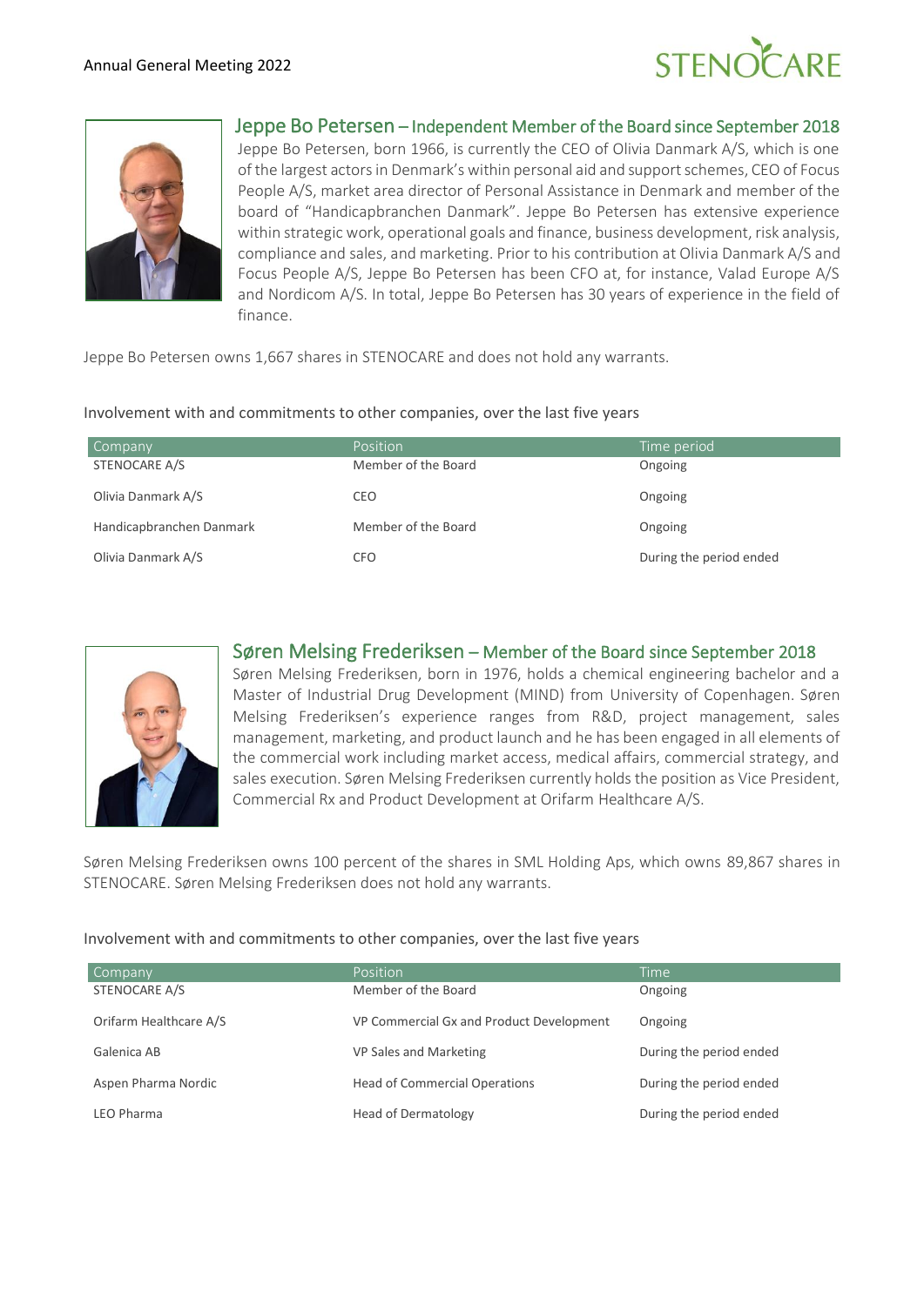## Jeppe Bo Petersen – Independent Member of the Board since September 2018

Jeppe Bo Petersen, born 1966, is currently the CEO of Olivia Danmark A/S, which is one of the largest actors in Denmark's within personal aid and support schemes, CEO of Focus People A/S, market area director of Personal Assistance in Denmark and member of the board of "Handicapbranchen Danmark". Jeppe Bo Petersen has extensive experience within strategic work, operational goals and finance, business development, risk analysis, compliance and sales, and marketing. Prior to his contribution at Olivia Danmark A/S and Focus People A/S, Jeppe Bo Petersen has been CFO at, for instance, Valad Europe A/S and Nordicom A/S. In total, Jeppe Bo Petersen has 30 years of experience in the field of finance.

Jeppe Bo Petersen owns 1,667 shares in STENOCARE and does not hold any warrants.

Involvement with and commitments to other companies, over the last five years

| Company | Position | Time period |
|---|---|---|
| STENOCARE A/S | Member of the Board | Ongoing |
| Olivia Danmark A/S | CEO | Ongoing |
| Handicapbranchen Danmark | Member of the Board | Ongoing |
| Olivia Danmark A/S | CFO | During the period ended |

## Søren Melsing Frederiksen – Member of the Board since September 2018

Søren Melsing Frederiksen, born in 1976, holds a chemical engineering bachelor and a Master of Industrial Drug Development (MIND) from University of Copenhagen. Søren Melsing Frederiksen's experience ranges from R&D, project management, sales management, marketing, and product launch and he has been engaged in all elements of the commercial work including market access, medical affairs, commercial strategy, and sales execution. Søren Melsing Frederiksen currently holds the position as Vice President, Commercial Rx and Product Development at Orifarm Healthcare A/S.

Søren Melsing Frederiksen owns 100 percent of the shares in SML Holding Aps, which owns 89,867 shares in STENOCARE. Søren Melsing Frederiksen does not hold any warrants.

Involvement with and commitments to other companies, over the last five years

| Company | Position | Time |
|---|---|---|
| STENOCARE A/S | Member of the Board | Ongoing |
| Orifarm Healthcare A/S | VP Commercial Gx and Product Development | Ongoing |
| Galenica AB | VP Sales and Marketing | During the period ended |
| Aspen Pharma Nordic | Head of Commercial Operations | During the period ended |
| LEO Pharma | Head of Dermatology | During the period ended |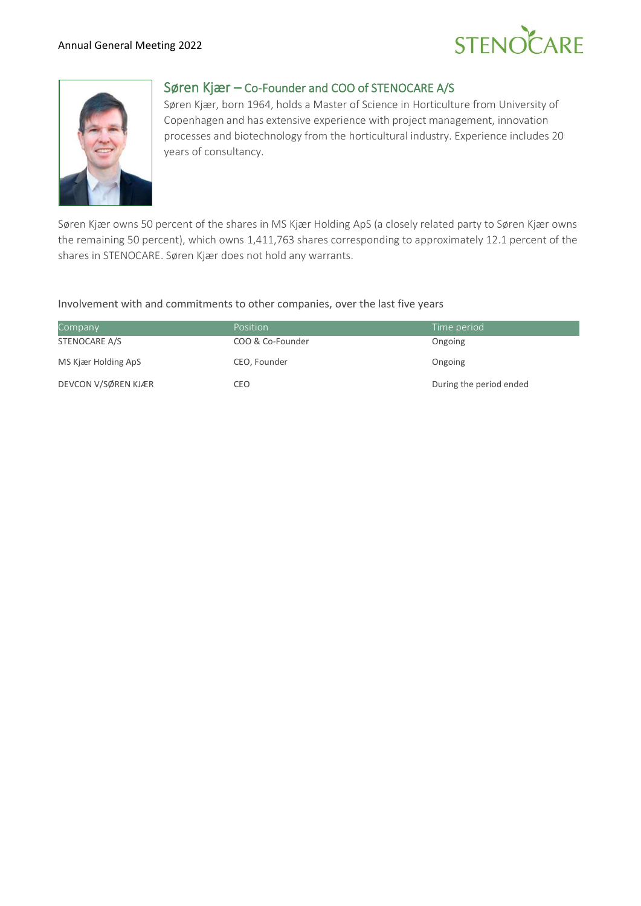## Søren Kjær – Co-Founder and COO of STENOCARE A/S

Søren Kjær, born 1964, holds a Master of Science in Horticulture from University of Copenhagen and has extensive experience with project management, innovation processes and biotechnology from the horticultural industry. Experience includes 20 years of consultancy.

Søren Kjær owns 50 percent of the shares in MS Kjær Holding ApS (a closely related party to Søren Kjær owns the remaining 50 percent), which owns 1,411,763 shares corresponding to approximately 12.1 percent of the shares in STENOCARE. Søren Kjær does not hold any warrants.

Involvement with and commitments to other companies, over the last five years

| Company | Position | Time period |
| --- | --- | --- |
| STENOCARE A/S | COO & Co-Founder | Ongoing |
| MS Kjær Holding ApS | CEO, Founder | Ongoing |
| DEVCON V/SØREN KJÆR | CEO | During the period ended |